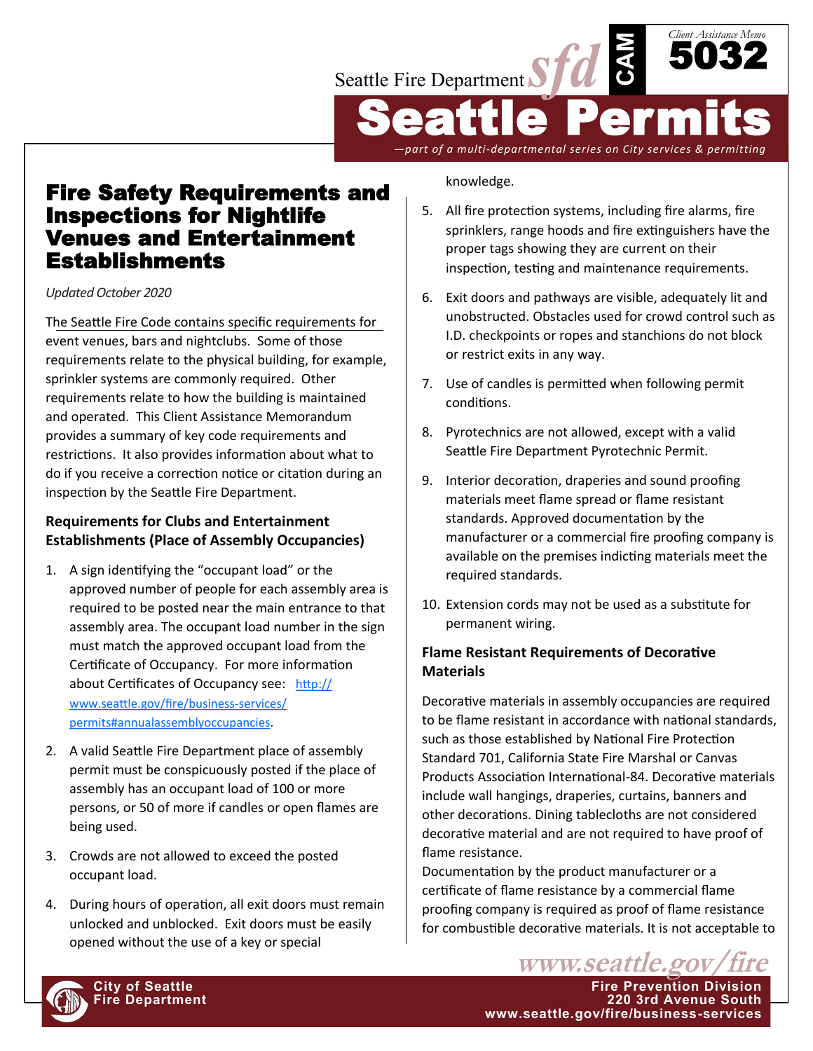Seattle Fire Department *sfd* CAM

*Client Assistance Memo* **5032**

# Seattle Permits

*—part of a multi-departmental series on City services & permitting*

# Fire Safety Requirements and Inspections for Nightlife Venues and Entertainment Establishments

*Updated October 2020*

The Seattle Fire Code contains specific requirements for event venues, bars and nightclubs. Some of those requirements relate to the physical building, for example, sprinkler systems are commonly required. Other requirements relate to how the building is maintained and operated. This Client Assistance Memorandum provides a summary of key code requirements and restrictions. It also provides information about what to do if you receive a correction notice or citation during an inspection by the Seattle Fire Department.

### Requirements for Clubs and Entertainment Establishments (Place of Assembly Occupancies)

1. A sign identifying the "occupant load" or the approved number of people for each assembly area is required to be posted near the main entrance to that assembly area. The occupant load number in the sign must match the approved occupant load from the Certificate of Occupancy. For more information about Certificates of Occupancy see: http://www.seattle.gov/fire/business-services/permits#annualassemblyoccupancies.
2. A valid Seattle Fire Department place of assembly permit must be conspicuously posted if the place of assembly has an occupant load of 100 or more persons, or 50 of more if candles or open flames are being used.
3. Crowds are not allowed to exceed the posted occupant load.
4. During hours of operation, all exit doors must remain unlocked and unblocked. Exit doors must be easily opened without the use of a key or special knowledge.
5. All fire protection systems, including fire alarms, fire sprinklers, range hoods and fire extinguishers have the proper tags showing they are current on their inspection, testing and maintenance requirements.
6. Exit doors and pathways are visible, adequately lit and unobstructed. Obstacles used for crowd control such as I.D. checkpoints or ropes and stanchions do not block or restrict exits in any way.
7. Use of candles is permitted when following permit conditions.
8. Pyrotechnics are not allowed, except with a valid Seattle Fire Department Pyrotechnic Permit.
9. Interior decoration, draperies and sound proofing materials meet flame spread or flame resistant standards. Approved documentation by the manufacturer or a commercial fire proofing company is available on the premises indicting materials meet the required standards.
10. Extension cords may not be used as a substitute for permanent wiring.

### Flame Resistant Requirements of Decorative Materials

Decorative materials in assembly occupancies are required to be flame resistant in accordance with national standards, such as those established by National Fire Protection Standard 701, California State Fire Marshal or Canvas Products Association International-84. Decorative materials include wall hangings, draperies, curtains, banners and other decorations. Dining tablecloths are not considered decorative material and are not required to have proof of flame resistance.

Documentation by the product manufacturer or a certificate of flame resistance by a commercial flame proofing company is required as proof of flame resistance for combustible decorative materials. It is not acceptable to

www.seattle.gov/fire

City of Seattle
Fire Department

Fire Prevention Division
220 3rd Avenue South
www.seattle.gov/fire/business-services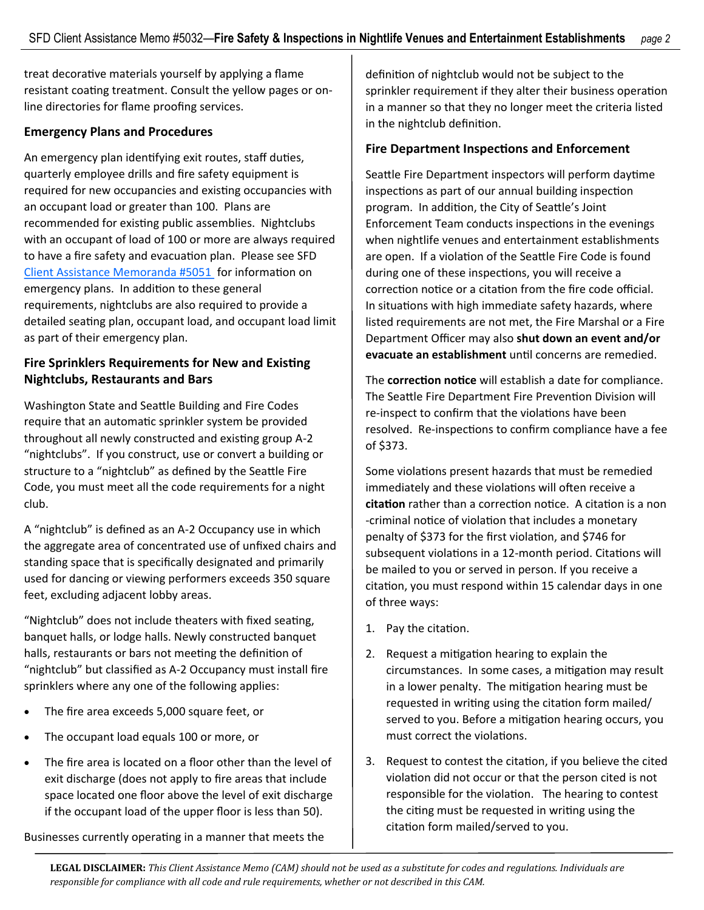treat decorative materials yourself by applying a flame resistant coating treatment. Consult the yellow pages or on-line directories for flame proofing services.

## Emergency Plans and Procedures

An emergency plan identifying exit routes, staff duties, quarterly employee drills and fire safety equipment is required for new occupancies and existing occupancies with an occupant load or greater than 100. Plans are recommended for existing public assemblies. Nightclubs with an occupant of load of 100 or more are always required to have a fire safety and evacuation plan. Please see SFD Client Assistance Memoranda #5051 for information on emergency plans. In addition to these general requirements, nightclubs are also required to provide a detailed seating plan, occupant load, and occupant load limit as part of their emergency plan.

## Fire Sprinklers Requirements for New and Existing Nightclubs, Restaurants and Bars

Washington State and Seattle Building and Fire Codes require that an automatic sprinkler system be provided throughout all newly constructed and existing group A-2 "nightclubs". If you construct, use or convert a building or structure to a "nightclub" as defined by the Seattle Fire Code, you must meet all the code requirements for a night club.

A "nightclub" is defined as an A-2 Occupancy use in which the aggregate area of concentrated use of unfixed chairs and standing space that is specifically designated and primarily used for dancing or viewing performers exceeds 350 square feet, excluding adjacent lobby areas.

"Nightclub" does not include theaters with fixed seating, banquet halls, or lodge halls. Newly constructed banquet halls, restaurants or bars not meeting the definition of "nightclub" but classified as A-2 Occupancy must install fire sprinklers where any one of the following applies:

- The fire area exceeds 5,000 square feet, or
- The occupant load equals 100 or more, or
- The fire area is located on a floor other than the level of exit discharge (does not apply to fire areas that include space located one floor above the level of exit discharge if the occupant load of the upper floor is less than 50).

Businesses currently operating in a manner that meets the definition of nightclub would not be subject to the sprinkler requirement if they alter their business operation in a manner so that they no longer meet the criteria listed in the nightclub definition.

## Fire Department Inspections and Enforcement

Seattle Fire Department inspectors will perform daytime inspections as part of our annual building inspection program. In addition, the City of Seattle's Joint Enforcement Team conducts inspections in the evenings when nightlife venues and entertainment establishments are open. If a violation of the Seattle Fire Code is found during one of these inspections, you will receive a correction notice or a citation from the fire code official. In situations with high immediate safety hazards, where listed requirements are not met, the Fire Marshal or a Fire Department Officer may also **shut down an event and/or evacuate an establishment** until concerns are remedied.

The **correction notice** will establish a date for compliance. The Seattle Fire Department Fire Prevention Division will re-inspect to confirm that the violations have been resolved. Re-inspections to confirm compliance have a fee of $373.

Some violations present hazards that must be remedied immediately and these violations will often receive a **citation** rather than a correction notice. A citation is a non-criminal notice of violation that includes a monetary penalty of $373 for the first violation, and $746 for subsequent violations in a 12-month period. Citations will be mailed to you or served in person. If you receive a citation, you must respond within 15 calendar days in one of three ways:

1. Pay the citation.
2. Request a mitigation hearing to explain the circumstances. In some cases, a mitigation may result in a lower penalty. The mitigation hearing must be requested in writing using the citation form mailed/served to you. Before a mitigation hearing occurs, you must correct the violations.
3. Request to contest the citation, if you believe the cited violation did not occur or that the person cited is not responsible for the violation. The hearing to contest the citing must be requested in writing using the citation form mailed/served to you.

**LEGAL DISCLAIMER:** *This Client Assistance Memo (CAM) should not be used as a substitute for codes and regulations. Individuals are responsible for compliance with all code and rule requirements, whether or not described in this CAM.*